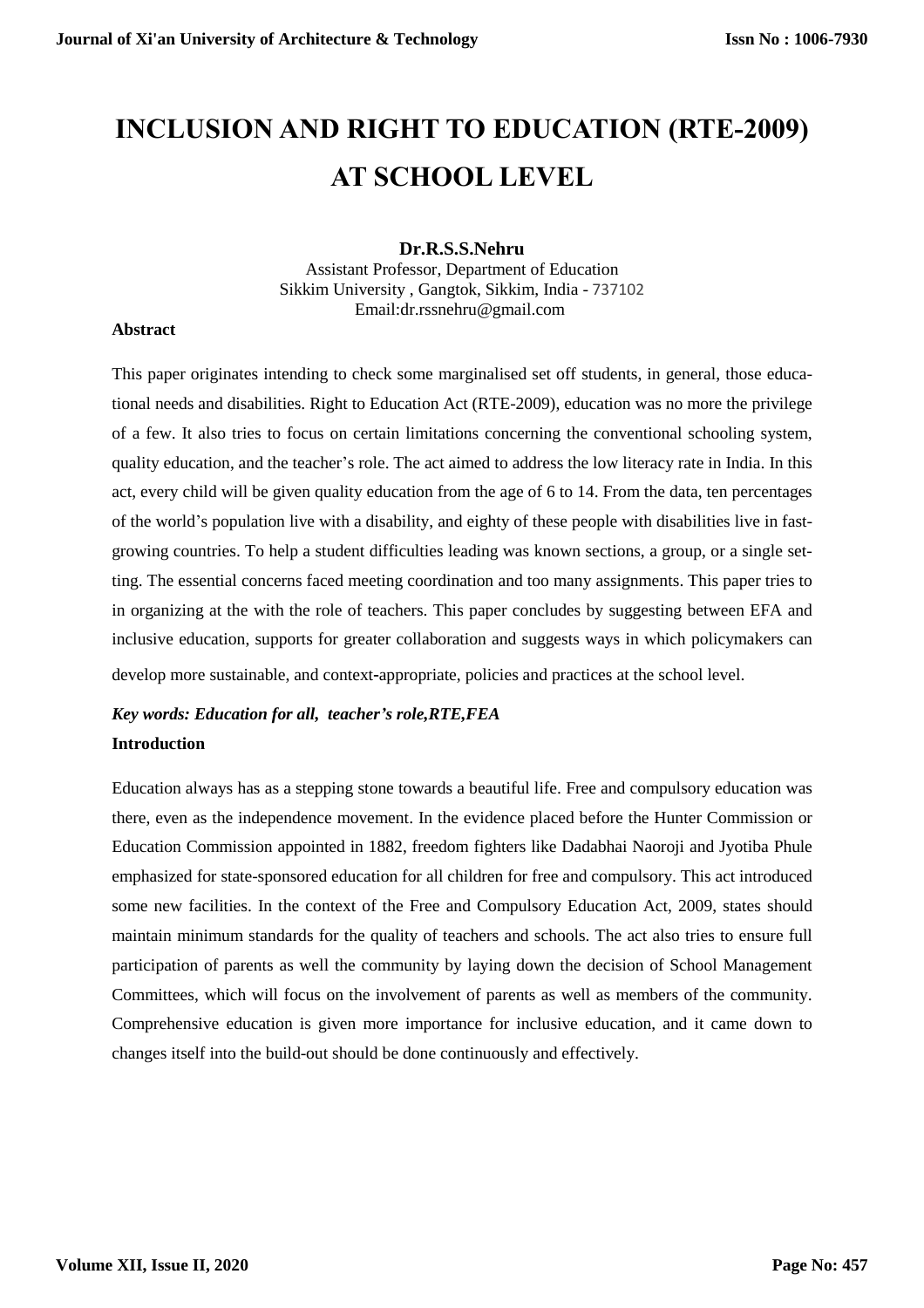# INCLUSION AND RIGHT TO EDUCATION (RTE-2009) AT SCHOOL LEVEL

**Dr.R.S.S.Nehru**

Assistant Professor, Department of Education
Sikkim University , Gangtok, Sikkim, India - 737102
Email:dr.rssnehru@gmail.com

**Abstract**

This paper originates intending to check some marginalised set off students, in general, those educational needs and disabilities. Right to Education Act (RTE-2009), education was no more the privilege of a few. It also tries to focus on certain limitations concerning the conventional schooling system, quality education, and the teacher's role. The act aimed to address the low literacy rate in India. In this act, every child will be given quality education from the age of 6 to 14. From the data, ten percentages of the world's population live with a disability, and eighty of these people with disabilities live in fast-growing countries. To help a student difficulties leading was known sections, a group, or a single setting. The essential concerns faced meeting coordination and too many assignments. This paper tries to in organizing at the with the role of teachers. This paper concludes by suggesting between EFA and inclusive education, supports for greater collaboration and suggests ways in which policymakers can develop more sustainable, and context-appropriate, policies and practices at the school level.

***Key words: Education for all, teacher's role,RTE,FEA***

**Introduction**

Education always has as a stepping stone towards a beautiful life. Free and compulsory education was there, even as the independence movement. In the evidence placed before the Hunter Commission or Education Commission appointed in 1882, freedom fighters like Dadabhai Naoroji and Jyotiba Phule emphasized for state-sponsored education for all children for free and compulsory. This act introduced some new facilities. In the context of the Free and Compulsory Education Act, 2009, states should maintain minimum standards for the quality of teachers and schools. The act also tries to ensure full participation of parents as well the community by laying down the decision of School Management Committees, which will focus on the involvement of parents as well as members of the community. Comprehensive education is given more importance for inclusive education, and it came down to changes itself into the build-out should be done continuously and effectively.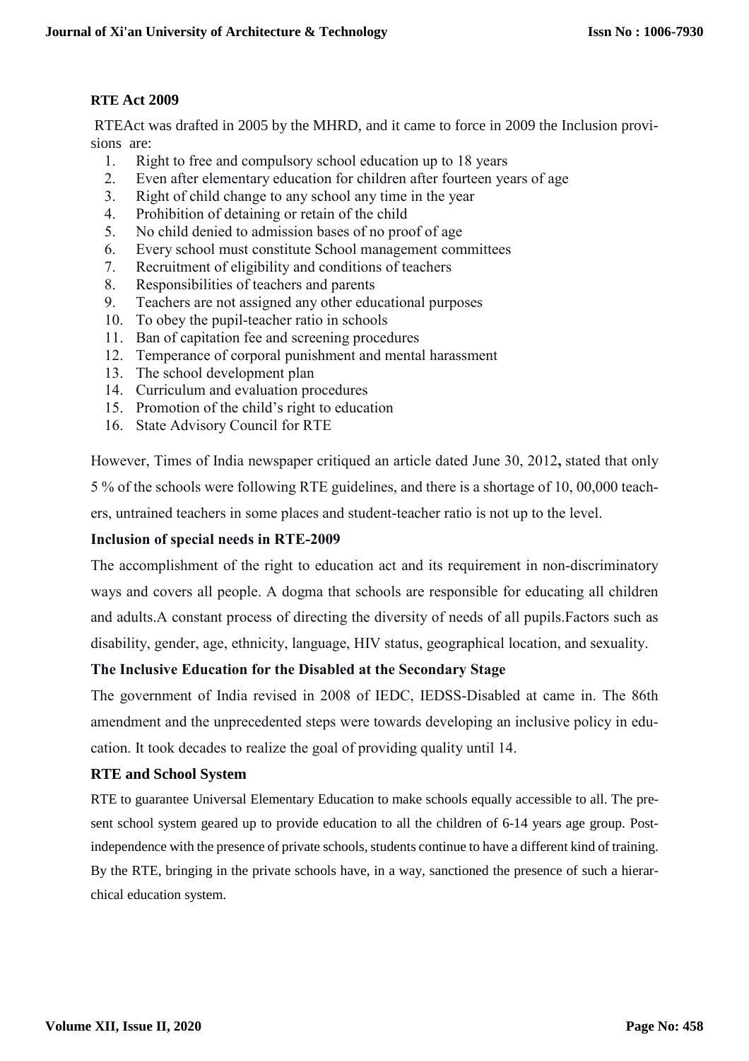**RTE Act 2009**

RTEAct was drafted in 2005 by the MHRD, and it came to force in 2009 the Inclusion provisions are:

1. Right to free and compulsory school education up to 18 years
2. Even after elementary education for children after fourteen years of age
3. Right of child change to any school any time in the year
4. Prohibition of detaining or retain of the child
5. No child denied to admission bases of no proof of age
6. Every school must constitute School management committees
7. Recruitment of eligibility and conditions of teachers
8. Responsibilities of teachers and parents
9. Teachers are not assigned any other educational purposes
10. To obey the pupil-teacher ratio in schools
11. Ban of capitation fee and screening procedures
12. Temperance of corporal punishment and mental harassment
13. The school development plan
14. Curriculum and evaluation procedures
15. Promotion of the child's right to education
16. State Advisory Council for RTE

However, Times of India newspaper critiqued an article dated June 30, 2012**,** stated that only 5 % of the schools were following RTE guidelines, and there is a shortage of 10, 00,000 teachers, untrained teachers in some places and student-teacher ratio is not up to the level.

**Inclusion of special needs in RTE-2009**

The accomplishment of the right to education act and its requirement in non-discriminatory ways and covers all people. A dogma that schools are responsible for educating all children and adults.A constant process of directing the diversity of needs of all pupils.Factors such as disability, gender, age, ethnicity, language, HIV status, geographical location, and sexuality.

**The Inclusive Education for the Disabled at the Secondary Stage**

The government of India revised in 2008 of IEDC, IEDSS-Disabled at came in. The 86th amendment and the unprecedented steps were towards developing an inclusive policy in education. It took decades to realize the goal of providing quality until 14.

**RTE and School System**

RTE to guarantee Universal Elementary Education to make schools equally accessible to all. The present school system geared up to provide education to all the children of 6-14 years age group. Post-independence with the presence of private schools, students continue to have a different kind of training. By the RTE, bringing in the private schools have, in a way, sanctioned the presence of such a hierarchical education system.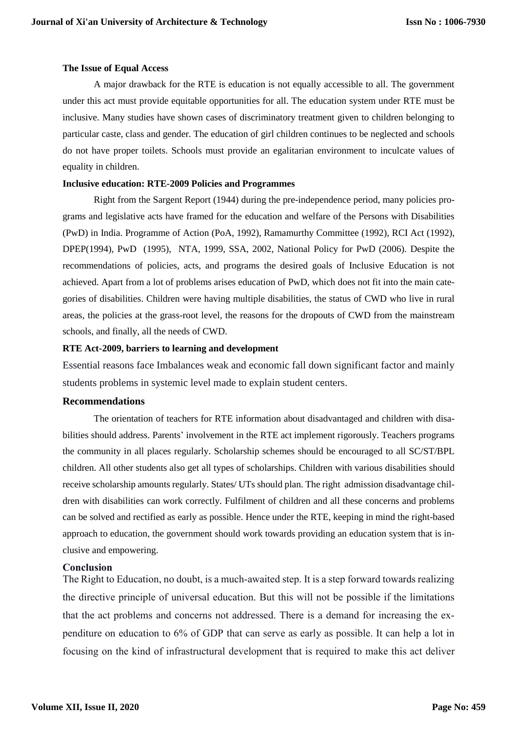**The Issue of Equal Access**

A major drawback for the RTE is education is not equally accessible to all. The government under this act must provide equitable opportunities for all. The education system under RTE must be inclusive. Many studies have shown cases of discriminatory treatment given to children belonging to particular caste, class and gender. The education of girl children continues to be neglected and schools do not have proper toilets. Schools must provide an egalitarian environment to inculcate values of equality in children.

**Inclusive education: RTE-2009 Policies and Programmes**

Right from the Sargent Report (1944) during the pre-independence period, many policies programs and legislative acts have framed for the education and welfare of the Persons with Disabilities (PwD) in India. Programme of Action (PoA, 1992), Ramamurthy Committee (1992), RCI Act (1992), DPEP(1994), PwD (1995), NTA, 1999, SSA, 2002, National Policy for PwD (2006). Despite the recommendations of policies, acts, and programs the desired goals of Inclusive Education is not achieved. Apart from a lot of problems arises education of PwD, which does not fit into the main categories of disabilities. Children were having multiple disabilities, the status of CWD who live in rural areas, the policies at the grass-root level, the reasons for the dropouts of CWD from the mainstream schools, and finally, all the needs of CWD.

**RTE Act-2009, barriers to learning and development**

Essential reasons face Imbalances weak and economic fall down significant factor and mainly students problems in systemic level made to explain student centers.

**Recommendations**

The orientation of teachers for RTE information about disadvantaged and children with disabilities should address. Parents' involvement in the RTE act implement rigorously. Teachers programs the community in all places regularly. Scholarship schemes should be encouraged to all SC/ST/BPL children. All other students also get all types of scholarships. Children with various disabilities should receive scholarship amounts regularly. States/ UTs should plan. The right admission disadvantage children with disabilities can work correctly. Fulfilment of children and all these concerns and problems can be solved and rectified as early as possible. Hence under the RTE, keeping in mind the right-based approach to education, the government should work towards providing an education system that is inclusive and empowering.

**Conclusion**

The Right to Education, no doubt, is a much-awaited step. It is a step forward towards realizing the directive principle of universal education. But this will not be possible if the limitations that the act problems and concerns not addressed. There is a demand for increasing the expenditure on education to 6% of GDP that can serve as early as possible. It can help a lot in focusing on the kind of infrastructural development that is required to make this act deliver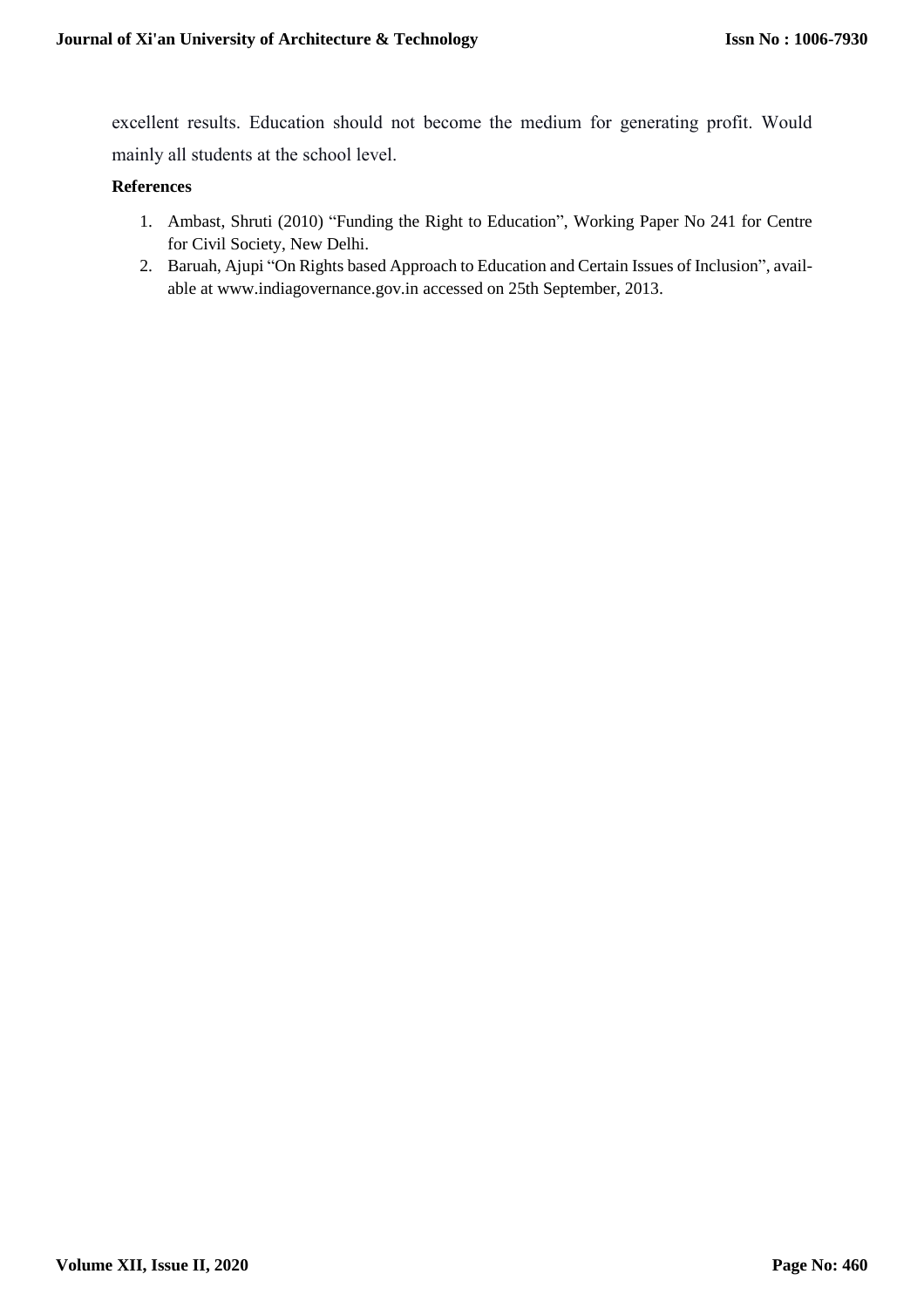excellent results. Education should not become the medium for generating profit. Would mainly all students at the school level.

**References**

1. Ambast, Shruti (2010) "Funding the Right to Education", Working Paper No 241 for Centre for Civil Society, New Delhi.
2. Baruah, Ajupi "On Rights based Approach to Education and Certain Issues of Inclusion", available at www.indiagovernance.gov.in accessed on 25th September, 2013.